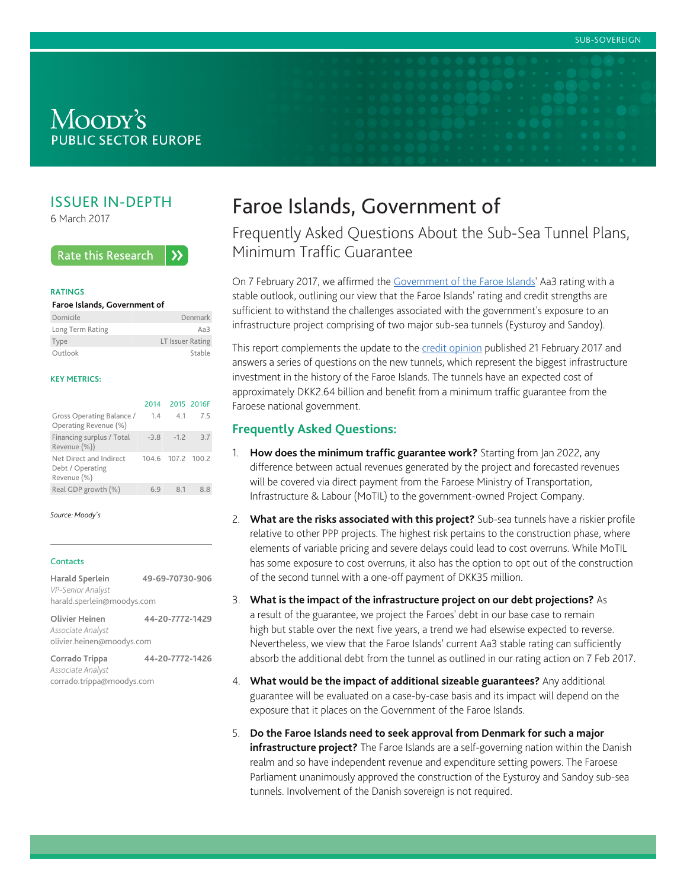SUB-SOVEREIGN

MOODY'S PUBLIC SECTOR EUROPE

## ISSUER IN-DEPTH

6 March 2017

Rate this Research

**RATINGS**

| Faroe Islands, Government of | |
|---|---|
| Domicile | Denmark |
| Long Term Rating | Aa3 |
| Type | LT Issuer Rating |
| Outlook | Stable |

**KEY METRICS:**

| | 2014 | 2015 | 2016F |
|---|---|---|---|
| Gross Operating Balance / Operating Revenue (%) | 1.4 | 4.1 | 7.5 |
| Financing surplus / Total Revenue (%)) | -3.8 | -1.2 | 3.7 |
| Net Direct and Indirect Debt / Operating Revenue (%) | 104.6 | 107.2 | 100.2 |
| Real GDP growth (%) | 6.9 | 8.1 | 8.8 |

*Source: Moody's*

**Contacts**

**Harald Sperlein** 49-69-70730-906
*VP-Senior Analyst*
harald.sperlein@moodys.com

**Olivier Heinen** 44-20-7772-1429
*Associate Analyst*
olivier.heinen@moodys.com

**Corrado Trippa** 44-20-7772-1426
*Associate Analyst*
corrado.trippa@moodys.com

# Faroe Islands, Government of

## Frequently Asked Questions About the Sub-Sea Tunnel Plans, Minimum Traffic Guarantee

On 7 February 2017, we affirmed the Government of the Faroe Islands' Aa3 rating with a stable outlook, outlining our view that the Faroe Islands' rating and credit strengths are sufficient to withstand the challenges associated with the government's exposure to an infrastructure project comprising of two major sub-sea tunnels (Eysturoy and Sandoy).

This report complements the update to the credit opinion published 21 February 2017 and answers a series of questions on the new tunnels, which represent the biggest infrastructure investment in the history of the Faroe Islands. The tunnels have an expected cost of approximately DKK2.64 billion and benefit from a minimum traffic guarantee from the Faroese national government.

### Frequently Asked Questions:

1. **How does the minimum traffic guarantee work?** Starting from Jan 2022, any difference between actual revenues generated by the project and forecasted revenues will be covered via direct payment from the Faroese Ministry of Transportation, Infrastructure & Labour (MoTIL) to the government-owned Project Company.

2. **What are the risks associated with this project?** Sub-sea tunnels have a riskier profile relative to other PPP projects. The highest risk pertains to the construction phase, where elements of variable pricing and severe delays could lead to cost overruns. While MoTIL has some exposure to cost overruns, it also has the option to opt out of the construction of the second tunnel with a one-off payment of DKK35 million.

3. **What is the impact of the infrastructure project on our debt projections?** As a result of the guarantee, we project the Faroes' debt in our base case to remain high but stable over the next five years, a trend we had elsewise expected to reverse. Nevertheless, we view that the Faroe Islands' current Aa3 stable rating can sufficiently absorb the additional debt from the tunnel as outlined in our rating action on 7 Feb 2017.

4. **What would be the impact of additional sizeable guarantees?** Any additional guarantee will be evaluated on a case-by-case basis and its impact will depend on the exposure that it places on the Government of the Faroe Islands.

5. **Do the Faroe Islands need to seek approval from Denmark for such a major infrastructure project?** The Faroe Islands are a self-governing nation within the Danish realm and so have independent revenue and expenditure setting powers. The Faroese Parliament unanimously approved the construction of the Eysturoy and Sandoy sub-sea tunnels. Involvement of the Danish sovereign is not required.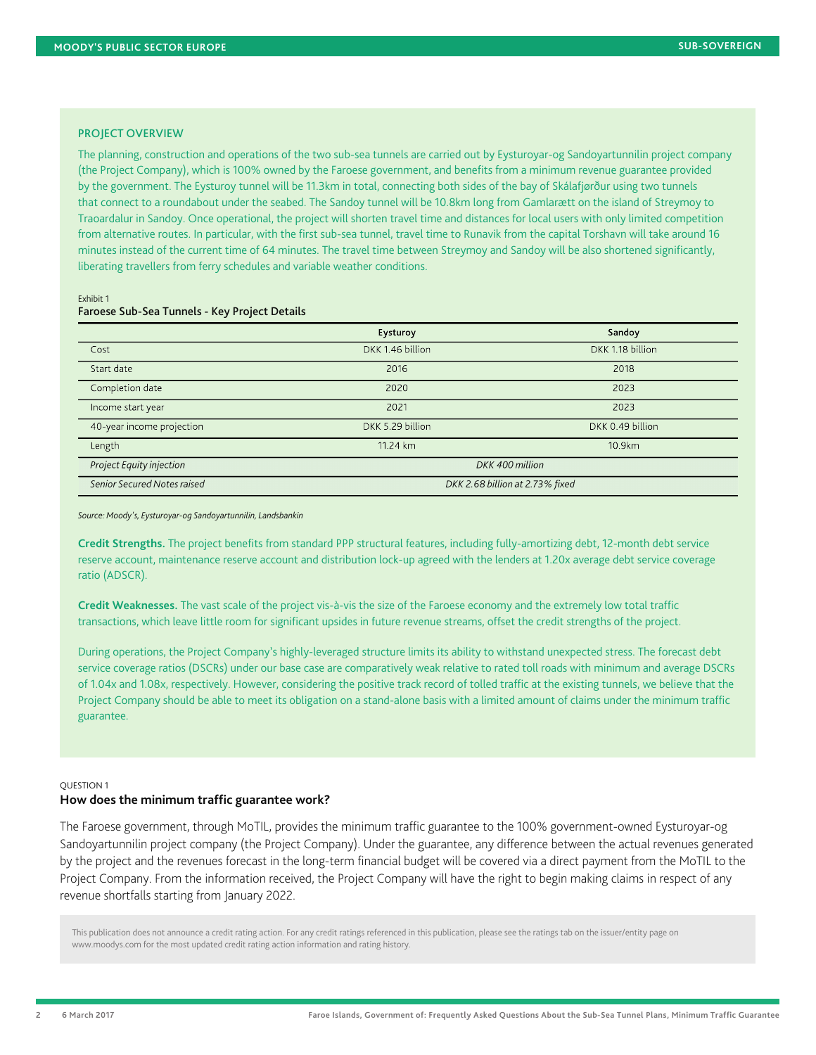### PROJECT OVERVIEW

The planning, construction and operations of the two sub-sea tunnels are carried out by Eysturoyar-og Sandoyartunnilin project company (the Project Company), which is 100% owned by the Faroese government, and benefits from a minimum revenue guarantee provided by the government. The Eysturoy tunnel will be 11.3km in total, connecting both sides of the bay of Skálafjørður using two tunnels that connect to a roundabout under the seabed. The Sandoy tunnel will be 10.8km long from Gamlarætt on the island of Streymoy to Traoardalur in Sandoy. Once operational, the project will shorten travel time and distances for local users with only limited competition from alternative routes. In particular, with the first sub-sea tunnel, travel time to Runavik from the capital Torshavn will take around 16 minutes instead of the current time of 64 minutes. The travel time between Streymoy and Sandoy will be also shortened significantly, liberating travellers from ferry schedules and variable weather conditions.

Exhibit 1
**Faroese Sub-Sea Tunnels - Key Project Details**

| | Eysturoy | Sandoy |
|---|---|---|
| Cost | DKK 1.46 billion | DKK 1.18 billion |
| Start date | 2016 | 2018 |
| Completion date | 2020 | 2023 |
| Income start year | 2021 | 2023 |
| 40-year income projection | DKK 5.29 billion | DKK 0.49 billion |
| Length | 11.24 km | 10.9km |
| *Project Equity injection* | *DKK 400 million* | |
| *Senior Secured Notes raised* | *DKK 2.68 billion at 2.73% fixed* | |

*Source: Moody's, Eysturoyar-og Sandoyartunnilin, Landsbankin*

**Credit Strengths.** The project benefits from standard PPP structural features, including fully-amortizing debt, 12-month debt service reserve account, maintenance reserve account and distribution lock-up agreed with the lenders at 1.20x average debt service coverage ratio (ADSCR).

**Credit Weaknesses.** The vast scale of the project vis-à-vis the size of the Faroese economy and the extremely low total traffic transactions, which leave little room for significant upsides in future revenue streams, offset the credit strengths of the project.

During operations, the Project Company's highly-leveraged structure limits its ability to withstand unexpected stress. The forecast debt service coverage ratios (DSCRs) under our base case are comparatively weak relative to rated toll roads with minimum and average DSCRs of 1.04x and 1.08x, respectively. However, considering the positive track record of tolled traffic at the existing tunnels, we believe that the Project Company should be able to meet its obligation on a stand-alone basis with a limited amount of claims under the minimum traffic guarantee.

QUESTION 1

### How does the minimum traffic guarantee work?

The Faroese government, through MoTIL, provides the minimum traffic guarantee to the 100% government-owned Eysturoyar-og Sandoyartunnilin project company (the Project Company). Under the guarantee, any difference between the actual revenues generated by the project and the revenues forecast in the long-term financial budget will be covered via a direct payment from the MoTIL to the Project Company. From the information received, the Project Company will have the right to begin making claims in respect of any revenue shortfalls starting from January 2022.

This publication does not announce a credit rating action. For any credit ratings referenced in this publication, please see the ratings tab on the issuer/entity page on www.moodys.com for the most updated credit rating action information and rating history.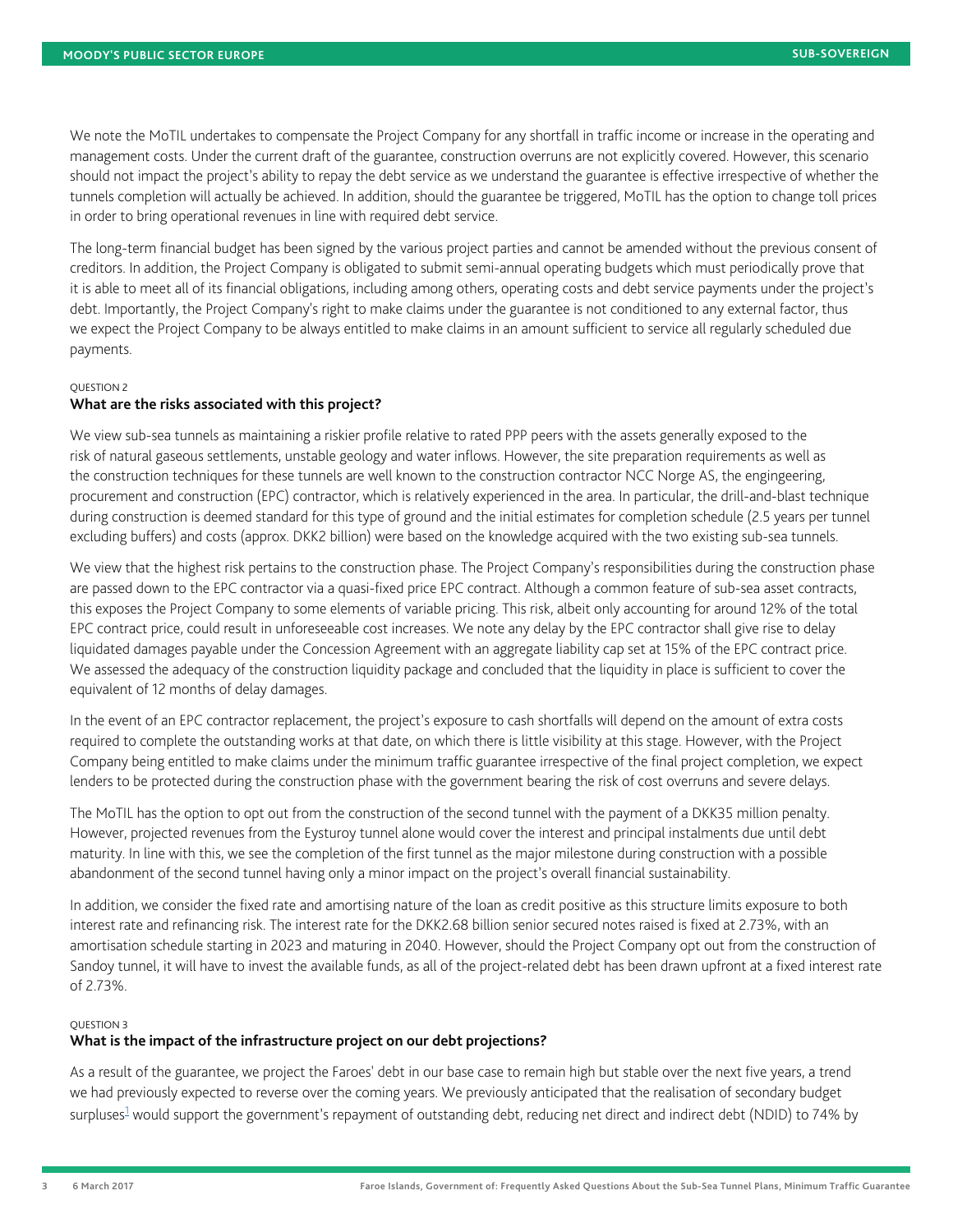We note the MoTIL undertakes to compensate the Project Company for any shortfall in traffic income or increase in the operating and management costs. Under the current draft of the guarantee, construction overruns are not explicitly covered. However, this scenario should not impact the project's ability to repay the debt service as we understand the guarantee is effective irrespective of whether the tunnels completion will actually be achieved. In addition, should the guarantee be triggered, MoTIL has the option to change toll prices in order to bring operational revenues in line with required debt service.

The long-term financial budget has been signed by the various project parties and cannot be amended without the previous consent of creditors. In addition, the Project Company is obligated to submit semi-annual operating budgets which must periodically prove that it is able to meet all of its financial obligations, including among others, operating costs and debt service payments under the project's debt. Importantly, the Project Company's right to make claims under the guarantee is not conditioned to any external factor, thus we expect the Project Company to be always entitled to make claims in an amount sufficient to service all regularly scheduled due payments.

QUESTION 2

## What are the risks associated with this project?

We view sub-sea tunnels as maintaining a riskier profile relative to rated PPP peers with the assets generally exposed to the risk of natural gaseous settlements, unstable geology and water inflows. However, the site preparation requirements as well as the construction techniques for these tunnels are well known to the construction contractor NCC Norge AS, the engingeering, procurement and construction (EPC) contractor, which is relatively experienced in the area. In particular, the drill-and-blast technique during construction is deemed standard for this type of ground and the initial estimates for completion schedule (2.5 years per tunnel excluding buffers) and costs (approx. DKK2 billion) were based on the knowledge acquired with the two existing sub-sea tunnels.

We view that the highest risk pertains to the construction phase. The Project Company's responsibilities during the construction phase are passed down to the EPC contractor via a quasi-fixed price EPC contract. Although a common feature of sub-sea asset contracts, this exposes the Project Company to some elements of variable pricing. This risk, albeit only accounting for around 12% of the total EPC contract price, could result in unforeseeable cost increases. We note any delay by the EPC contractor shall give rise to delay liquidated damages payable under the Concession Agreement with an aggregate liability cap set at 15% of the EPC contract price. We assessed the adequacy of the construction liquidity package and concluded that the liquidity in place is sufficient to cover the equivalent of 12 months of delay damages.

In the event of an EPC contractor replacement, the project's exposure to cash shortfalls will depend on the amount of extra costs required to complete the outstanding works at that date, on which there is little visibility at this stage. However, with the Project Company being entitled to make claims under the minimum traffic guarantee irrespective of the final project completion, we expect lenders to be protected during the construction phase with the government bearing the risk of cost overruns and severe delays.

The MoTIL has the option to opt out from the construction of the second tunnel with the payment of a DKK35 million penalty. However, projected revenues from the Eysturoy tunnel alone would cover the interest and principal instalments due until debt maturity. In line with this, we see the completion of the first tunnel as the major milestone during construction with a possible abandonment of the second tunnel having only a minor impact on the project's overall financial sustainability.

In addition, we consider the fixed rate and amortising nature of the loan as credit positive as this structure limits exposure to both interest rate and refinancing risk. The interest rate for the DKK2.68 billion senior secured notes raised is fixed at 2.73%, with an amortisation schedule starting in 2023 and maturing in 2040. However, should the Project Company opt out from the construction of Sandoy tunnel, it will have to invest the available funds, as all of the project-related debt has been drawn upfront at a fixed interest rate of 2.73%.

QUESTION 3

## What is the impact of the infrastructure project on our debt projections?

As a result of the guarantee, we project the Faroes' debt in our base case to remain high but stable over the next five years, a trend we had previously expected to reverse over the coming years. We previously anticipated that the realisation of secondary budget surpluses[1] would support the government's repayment of outstanding debt, reducing net direct and indirect debt (NDID) to 74% by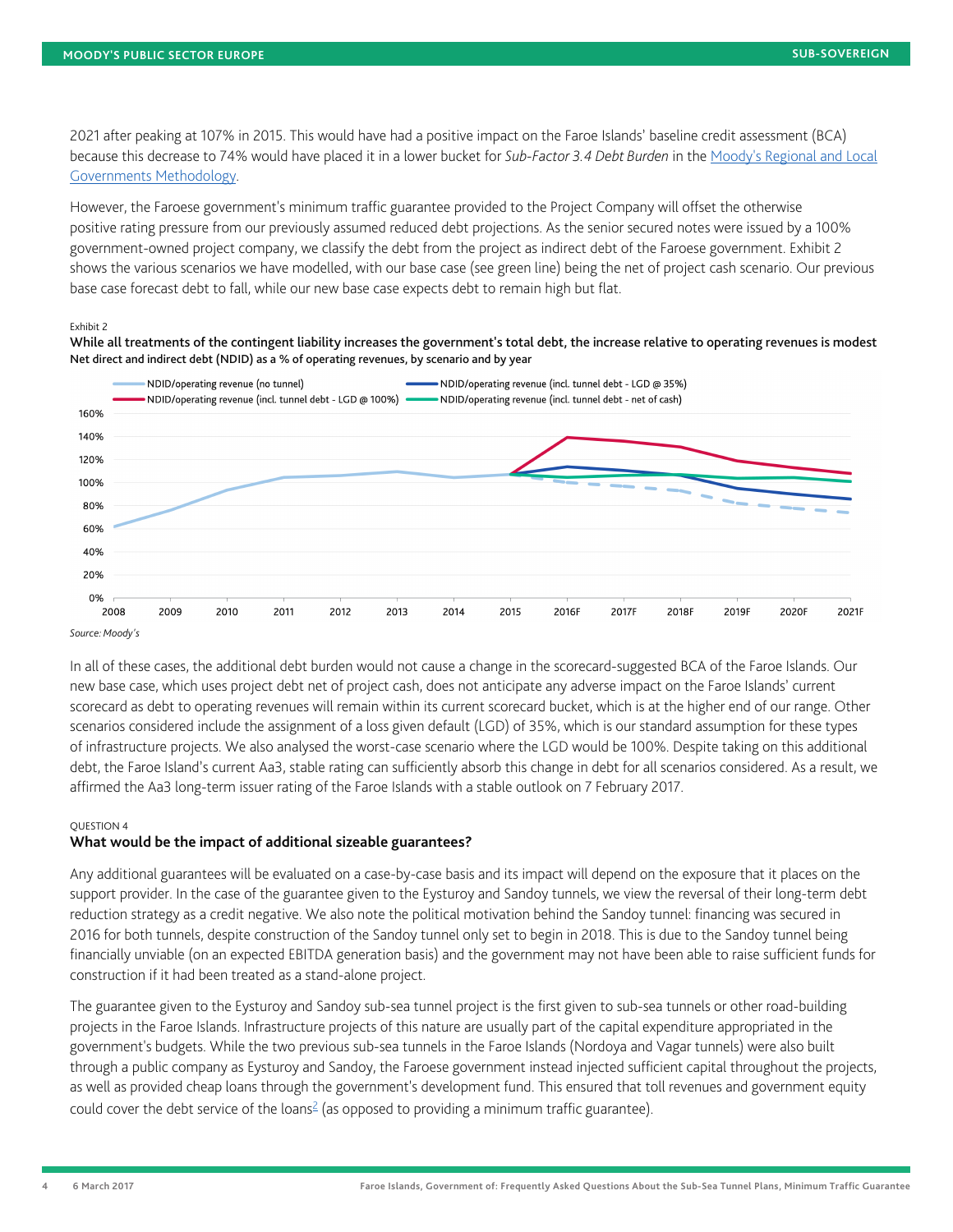2021 after peaking at 107% in 2015. This would have had a positive impact on the Faroe Islands' baseline credit assessment (BCA) because this decrease to 74% would have placed it in a lower bucket for *Sub-Factor 3.4 Debt Burden* in the Moody's Regional and Local Governments Methodology.

However, the Faroese government's minimum traffic guarantee provided to the Project Company will offset the otherwise positive rating pressure from our previously assumed reduced debt projections. As the senior secured notes were issued by a 100% government-owned project company, we classify the debt from the project as indirect debt of the Faroese government. Exhibit 2 shows the various scenarios we have modelled, with our base case (see green line) being the net of project cash scenario. Our previous base case forecast debt to fall, while our new base case expects debt to remain high but flat.

Exhibit 2

**While all treatments of the contingent liability increases the government's total debt, the increase relative to operating revenues is modest**
**Net direct and indirect debt (NDID) as a % of operating revenues, by scenario and by year**

Legend: NDID/operating revenue (no tunnel); NDID/operating revenue (incl. tunnel debt - LGD @ 35%); NDID/operating revenue (incl. tunnel debt - LGD @ 100%); NDID/operating revenue (incl. tunnel debt - net of cash)

Y-axis: 0% to 160%. X-axis: 2008, 2009, 2010, 2011, 2012, 2013, 2014, 2015, 2016F, 2017F, 2018F, 2019F, 2020F, 2021F

*Source: Moody's*

In all of these cases, the additional debt burden would not cause a change in the scorecard-suggested BCA of the Faroe Islands. Our new base case, which uses project debt net of project cash, does not anticipate any adverse impact on the Faroe Islands' current scorecard as debt to operating revenues will remain within its current scorecard bucket, which is at the higher end of our range. Other scenarios considered include the assignment of a loss given default (LGD) of 35%, which is our standard assumption for these types of infrastructure projects. We also analysed the worst-case scenario where the LGD would be 100%. Despite taking on this additional debt, the Faroe Island's current Aa3, stable rating can sufficiently absorb this change in debt for all scenarios considered. As a result, we affirmed the Aa3 long-term issuer rating of the Faroe Islands with a stable outlook on 7 February 2017.

QUESTION 4

### What would be the impact of additional sizeable guarantees?

Any additional guarantees will be evaluated on a case-by-case basis and its impact will depend on the exposure that it places on the support provider. In the case of the guarantee given to the Eysturoy and Sandoy tunnels, we view the reversal of their long-term debt reduction strategy as a credit negative. We also note the political motivation behind the Sandoy tunnel: financing was secured in 2016 for both tunnels, despite construction of the Sandoy tunnel only set to begin in 2018. This is due to the Sandoy tunnel being financially unviable (on an expected EBITDA generation basis) and the government may not have been able to raise sufficient funds for construction if it had been treated as a stand-alone project.

The guarantee given to the Eysturoy and Sandoy sub-sea tunnel project is the first given to sub-sea tunnels or other road-building projects in the Faroe Islands. Infrastructure projects of this nature are usually part of the capital expenditure appropriated in the government's budgets. While the two previous sub-sea tunnels in the Faroe Islands (Nordoya and Vagar tunnels) were also built through a public company as Eysturoy and Sandoy, the Faroese government instead injected sufficient capital throughout the projects, as well as provided cheap loans through the government's development fund. This ensured that toll revenues and government equity could cover the debt service of the loans[2] (as opposed to providing a minimum traffic guarantee).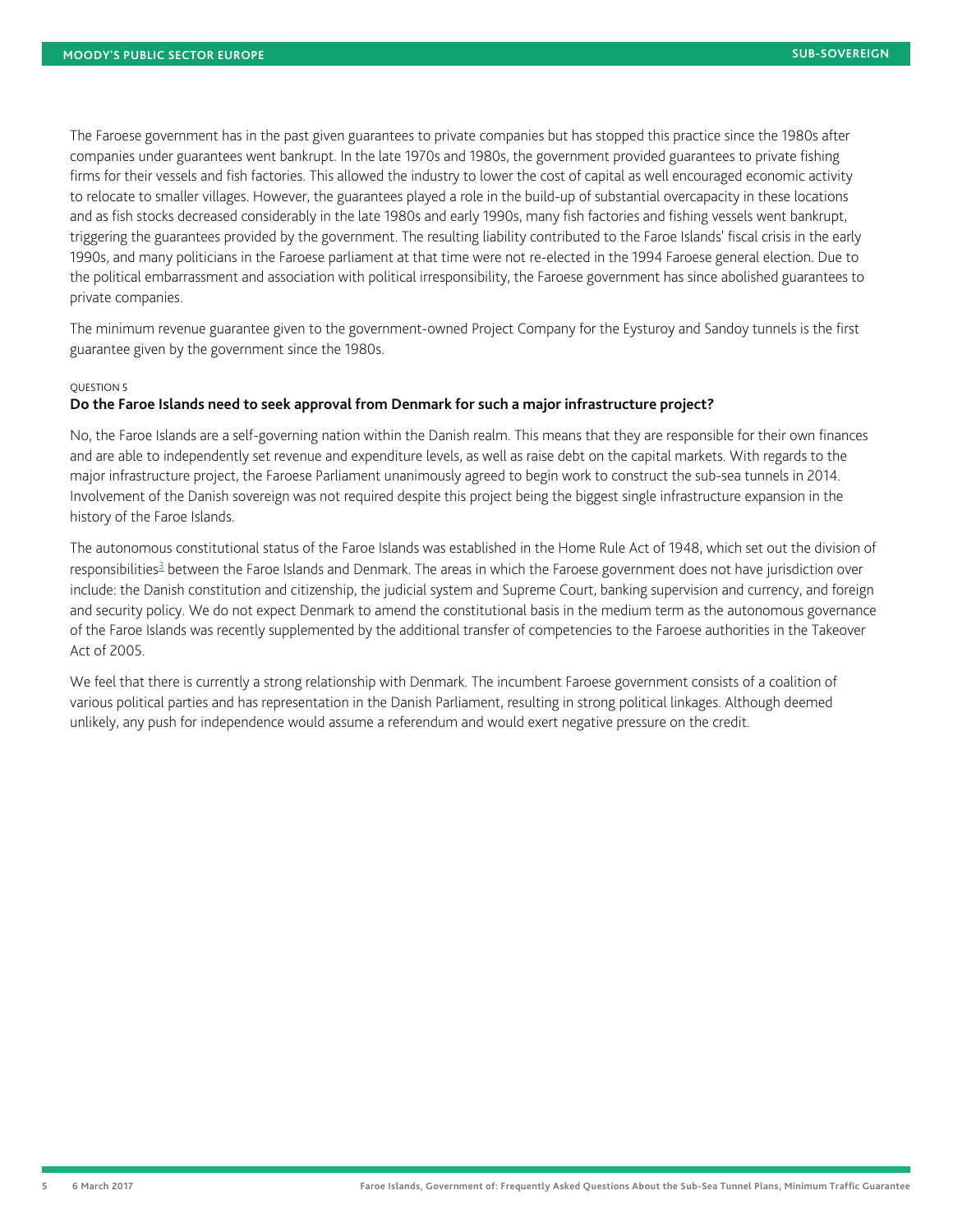The Faroese government has in the past given guarantees to private companies but has stopped this practice since the 1980s after companies under guarantees went bankrupt. In the late 1970s and 1980s, the government provided guarantees to private fishing firms for their vessels and fish factories. This allowed the industry to lower the cost of capital as well encouraged economic activity to relocate to smaller villages. However, the guarantees played a role in the build-up of substantial overcapacity in these locations and as fish stocks decreased considerably in the late 1980s and early 1990s, many fish factories and fishing vessels went bankrupt, triggering the guarantees provided by the government. The resulting liability contributed to the Faroe Islands' fiscal crisis in the early 1990s, and many politicians in the Faroese parliament at that time were not re-elected in the 1994 Faroese general election. Due to the political embarrassment and association with political irresponsibility, the Faroese government has since abolished guarantees to private companies.

The minimum revenue guarantee given to the government-owned Project Company for the Eysturoy and Sandoy tunnels is the first guarantee given by the government since the 1980s.

QUESTION 5

### Do the Faroe Islands need to seek approval from Denmark for such a major infrastructure project?

No, the Faroe Islands are a self-governing nation within the Danish realm. This means that they are responsible for their own finances and are able to independently set revenue and expenditure levels, as well as raise debt on the capital markets. With regards to the major infrastructure project, the Faroese Parliament unanimously agreed to begin work to construct the sub-sea tunnels in 2014. Involvement of the Danish sovereign was not required despite this project being the biggest single infrastructure expansion in the history of the Faroe Islands.

The autonomous constitutional status of the Faroe Islands was established in the Home Rule Act of 1948, which set out the division of responsibilities[3] between the Faroe Islands and Denmark. The areas in which the Faroese government does not have jurisdiction over include: the Danish constitution and citizenship, the judicial system and Supreme Court, banking supervision and currency, and foreign and security policy. We do not expect Denmark to amend the constitutional basis in the medium term as the autonomous governance of the Faroe Islands was recently supplemented by the additional transfer of competencies to the Faroese authorities in the Takeover Act of 2005.

We feel that there is currently a strong relationship with Denmark. The incumbent Faroese government consists of a coalition of various political parties and has representation in the Danish Parliament, resulting in strong political linkages. Although deemed unlikely, any push for independence would assume a referendum and would exert negative pressure on the credit.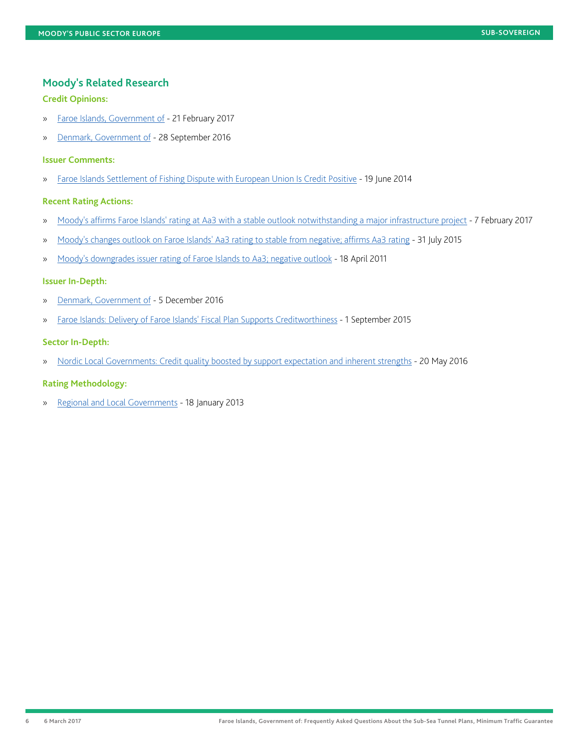## Moody's Related Research

### Credit Opinions:

- Faroe Islands, Government of - 21 February 2017
- Denmark, Government of - 28 September 2016

### Issuer Comments:

- Faroe Islands Settlement of Fishing Dispute with European Union Is Credit Positive - 19 June 2014

### Recent Rating Actions:

- Moody's affirms Faroe Islands' rating at Aa3 with a stable outlook notwithstanding a major infrastructure project - 7 February 2017
- Moody's changes outlook on Faroe Islands' Aa3 rating to stable from negative; affirms Aa3 rating - 31 July 2015
- Moody's downgrades issuer rating of Faroe Islands to Aa3; negative outlook - 18 April 2011

### Issuer In-Depth:

- Denmark, Government of - 5 December 2016
- Faroe Islands: Delivery of Faroe Islands' Fiscal Plan Supports Creditworthiness - 1 September 2015

### Sector In-Depth:

- Nordic Local Governments: Credit quality boosted by support expectation and inherent strengths - 20 May 2016

### Rating Methodology:

- Regional and Local Governments - 18 January 2013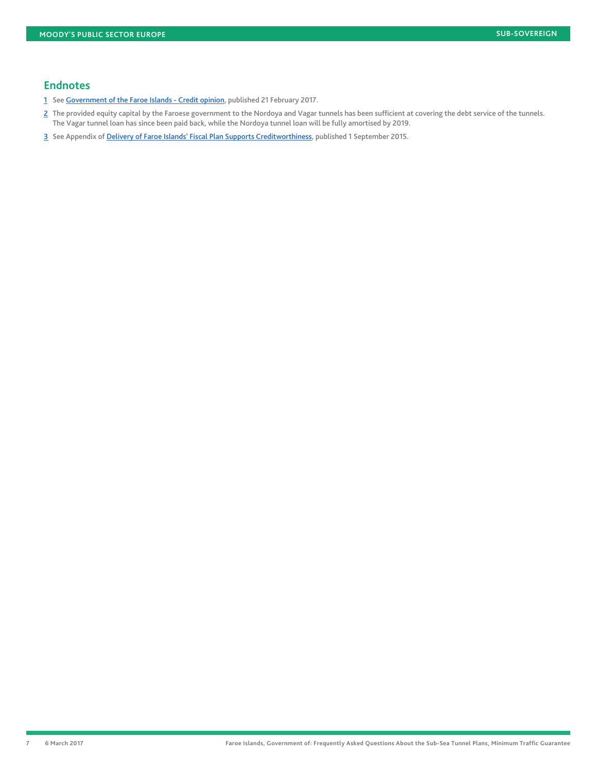## Endnotes

1 See Government of the Faroe Islands - Credit opinion, published 21 February 2017.

2 The provided equity capital by the Faroese government to the Nordoya and Vagar tunnels has been sufficient at covering the debt service of the tunnels. The Vagar tunnel loan has since been paid back, while the Nordoya tunnel loan will be fully amortised by 2019.

3 See Appendix of Delivery of Faroe Islands' Fiscal Plan Supports Creditworthiness, published 1 September 2015.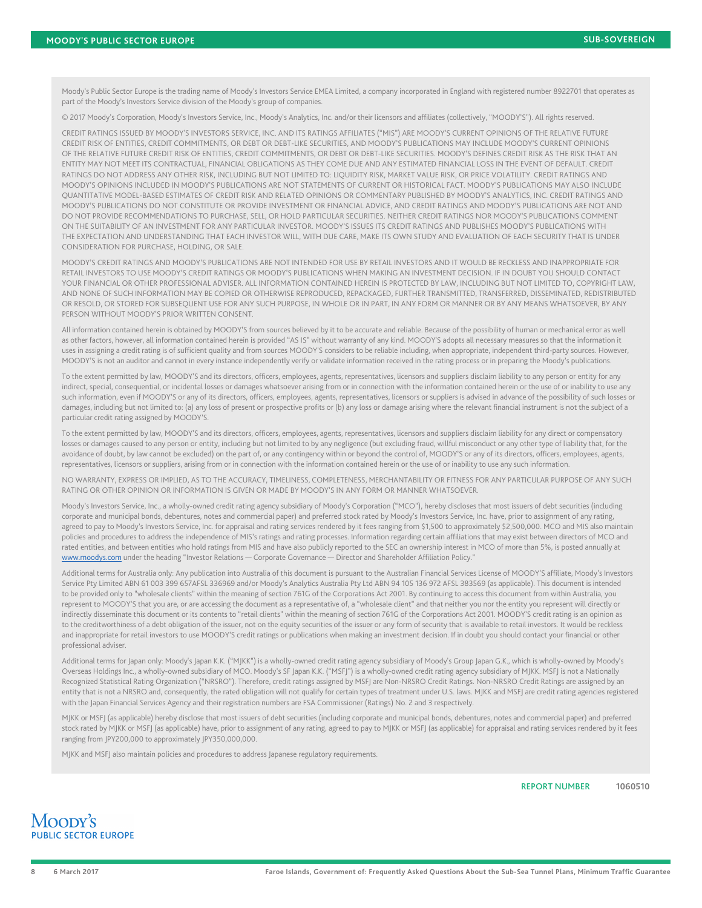Moody's Public Sector Europe is the trading name of Moody's Investors Service EMEA Limited, a company incorporated in England with registered number 8922701 that operates as part of the Moody's Investors Service division of the Moody's group of companies.

© 2017 Moody's Corporation, Moody's Investors Service, Inc., Moody's Analytics, Inc. and/or their licensors and affiliates (collectively, "MOODY'S"). All rights reserved.

CREDIT RATINGS ISSUED BY MOODY'S INVESTORS SERVICE, INC. AND ITS RATINGS AFFILIATES ("MIS") ARE MOODY'S CURRENT OPINIONS OF THE RELATIVE FUTURE CREDIT RISK OF ENTITIES, CREDIT COMMITMENTS, OR DEBT OR DEBT-LIKE SECURITIES, AND MOODY'S PUBLICATIONS MAY INCLUDE MOODY'S CURRENT OPINIONS OF THE RELATIVE FUTURE CREDIT RISK OF ENTITIES, CREDIT COMMITMENTS, OR DEBT OR DEBT-LIKE SECURITIES. MOODY'S DEFINES CREDIT RISK AS THE RISK THAT AN ENTITY MAY NOT MEET ITS CONTRACTUAL, FINANCIAL OBLIGATIONS AS THEY COME DUE AND ANY ESTIMATED FINANCIAL LOSS IN THE EVENT OF DEFAULT. CREDIT RATINGS DO NOT ADDRESS ANY OTHER RISK, INCLUDING BUT NOT LIMITED TO: LIQUIDITY RISK, MARKET VALUE RISK, OR PRICE VOLATILITY. CREDIT RATINGS AND MOODY'S OPINIONS INCLUDED IN MOODY'S PUBLICATIONS ARE NOT STATEMENTS OF CURRENT OR HISTORICAL FACT. MOODY'S PUBLICATIONS MAY ALSO INCLUDE QUANTITATIVE MODEL-BASED ESTIMATES OF CREDIT RISK AND RELATED OPINIONS OR COMMENTARY PUBLISHED BY MOODY'S ANALYTICS, INC. CREDIT RATINGS AND MOODY'S PUBLICATIONS DO NOT CONSTITUTE OR PROVIDE INVESTMENT OR FINANCIAL ADVICE, AND CREDIT RATINGS AND MOODY'S PUBLICATIONS ARE NOT AND DO NOT PROVIDE RECOMMENDATIONS TO PURCHASE, SELL, OR HOLD PARTICULAR SECURITIES. NEITHER CREDIT RATINGS NOR MOODY'S PUBLICATIONS COMMENT ON THE SUITABILITY OF AN INVESTMENT FOR ANY PARTICULAR INVESTOR. MOODY'S ISSUES ITS CREDIT RATINGS AND PUBLISHES MOODY'S PUBLICATIONS WITH THE EXPECTATION AND UNDERSTANDING THAT EACH INVESTOR WILL, WITH DUE CARE, MAKE ITS OWN STUDY AND EVALUATION OF EACH SECURITY THAT IS UNDER CONSIDERATION FOR PURCHASE, HOLDING, OR SALE.

MOODY'S CREDIT RATINGS AND MOODY'S PUBLICATIONS ARE NOT INTENDED FOR USE BY RETAIL INVESTORS AND IT WOULD BE RECKLESS AND INAPPROPRIATE FOR RETAIL INVESTORS TO USE MOODY'S CREDIT RATINGS OR MOODY'S PUBLICATIONS WHEN MAKING AN INVESTMENT DECISION. IF IN DOUBT YOU SHOULD CONTACT YOUR FINANCIAL OR OTHER PROFESSIONAL ADVISER. ALL INFORMATION CONTAINED HEREIN IS PROTECTED BY LAW, INCLUDING BUT NOT LIMITED TO, COPYRIGHT LAW, AND NONE OF SUCH INFORMATION MAY BE COPIED OR OTHERWISE REPRODUCED, REPACKAGED, FURTHER TRANSMITTED, TRANSFERRED, DISSEMINATED, REDISTRIBUTED OR RESOLD, OR STORED FOR SUBSEQUENT USE FOR ANY SUCH PURPOSE, IN WHOLE OR IN PART, IN ANY FORM OR MANNER OR BY ANY MEANS WHATSOEVER, BY ANY PERSON WITHOUT MOODY'S PRIOR WRITTEN CONSENT.

All information contained herein is obtained by MOODY'S from sources believed by it to be accurate and reliable. Because of the possibility of human or mechanical error as well as other factors, however, all information contained herein is provided "AS IS" without warranty of any kind. MOODY'S adopts all necessary measures so that the information it uses in assigning a credit rating is of sufficient quality and from sources MOODY'S considers to be reliable including, when appropriate, independent third-party sources. However, MOODY'S is not an auditor and cannot in every instance independently verify or validate information received in the rating process or in preparing the Moody's publications.

To the extent permitted by law, MOODY'S and its directors, officers, employees, agents, representatives, licensors and suppliers disclaim liability to any person or entity for any indirect, special, consequential, or incidental losses or damages whatsoever arising from or in connection with the information contained herein or the use of or inability to use any such information, even if MOODY'S or any of its directors, officers, employees, agents, representatives, licensors or suppliers is advised in advance of the possibility of such losses or damages, including but not limited to: (a) any loss of present or prospective profits or (b) any loss or damage arising where the relevant financial instrument is not the subject of a particular credit rating assigned by MOODY'S.

To the extent permitted by law, MOODY'S and its directors, officers, employees, agents, representatives, licensors and suppliers disclaim liability for any direct or compensatory losses or damages caused to any person or entity, including but not limited to by any negligence (but excluding fraud, willful misconduct or any other type of liability that, for the avoidance of doubt, by law cannot be excluded) on the part of, or any contingency within or beyond the control of, MOODY'S or any of its directors, officers, employees, agents, representatives, licensors or suppliers, arising from or in connection with the information contained herein or the use of or inability to use any such information.

NO WARRANTY, EXPRESS OR IMPLIED, AS TO THE ACCURACY, TIMELINESS, COMPLETENESS, MERCHANTABILITY OR FITNESS FOR ANY PARTICULAR PURPOSE OF ANY SUCH RATING OR OTHER OPINION OR INFORMATION IS GIVEN OR MADE BY MOODY'S IN ANY FORM OR MANNER WHATSOEVER.

Moody's Investors Service, Inc., a wholly-owned credit rating agency subsidiary of Moody's Corporation ("MCO"), hereby discloses that most issuers of debt securities (including corporate and municipal bonds, debentures, notes and commercial paper) and preferred stock rated by Moody's Investors Service, Inc. have, prior to assignment of any rating, agreed to pay to Moody's Investors Service, Inc. for appraisal and rating services rendered by it fees ranging from $1,500 to approximately $2,500,000. MCO and MIS also maintain policies and procedures to address the independence of MIS's ratings and rating processes. Information regarding certain affiliations that may exist between directors of MCO and rated entities, and between entities who hold ratings from MIS and have also publicly reported to the SEC an ownership interest in MCO of more than 5%, is posted annually at www.moodys.com under the heading "Investor Relations — Corporate Governance — Director and Shareholder Affiliation Policy."

Additional terms for Australia only: Any publication into Australia of this document is pursuant to the Australian Financial Services License of MOODY'S affiliate, Moody's Investors Service Pty Limited ABN 61 003 399 657AFSL 336969 and/or Moody's Analytics Australia Pty Ltd ABN 94 105 136 972 AFSL 383569 (as applicable). This document is intended to be provided only to "wholesale clients" within the meaning of section 761G of the Corporations Act 2001. By continuing to access this document from within Australia, you represent to MOODY'S that you are, or are accessing the document as a representative of, a "wholesale client" and that neither you nor the entity you represent will directly or indirectly disseminate this document or its contents to "retail clients" within the meaning of section 761G of the Corporations Act 2001. MOODY'S credit rating is an opinion as to the creditworthiness of a debt obligation of the issuer, not on the equity securities of the issuer or any form of security that is available to retail investors. It would be reckless and inappropriate for retail investors to use MOODY'S credit ratings or publications when making an investment decision. If in doubt you should contact your financial or other professional adviser.

Additional terms for Japan only: Moody's Japan K.K. ("MJKK") is a wholly-owned credit rating agency subsidiary of Moody's Group Japan G.K., which is wholly-owned by Moody's Overseas Holdings Inc., a wholly-owned subsidiary of MCO. Moody's SF Japan K.K. ("MSFJ") is a wholly-owned credit rating agency subsidiary of MJKK. MSFJ is not a Nationally Recognized Statistical Rating Organization ("NRSRO"). Therefore, credit ratings assigned by MSFJ are Non-NRSRO Credit Ratings. Non-NRSRO Credit Ratings are assigned by an entity that is not a NRSRO and, consequently, the rated obligation will not qualify for certain types of treatment under U.S. laws. MJKK and MSFJ are credit rating agencies registered with the Japan Financial Services Agency and their registration numbers are FSA Commissioner (Ratings) No. 2 and 3 respectively.

MJKK or MSFJ (as applicable) hereby disclose that most issuers of debt securities (including corporate and municipal bonds, debentures, notes and commercial paper) and preferred stock rated by MJKK or MSFJ (as applicable) have, prior to assignment of any rating, agreed to pay to MJKK or MSFJ (as applicable) for appraisal and rating services rendered by it fees ranging from JPY200,000 to approximately JPY350,000,000.

MJKK and MSFJ also maintain policies and procedures to address Japanese regulatory requirements.

REPORT NUMBER 1060510

Moody's
PUBLIC SECTOR EUROPE